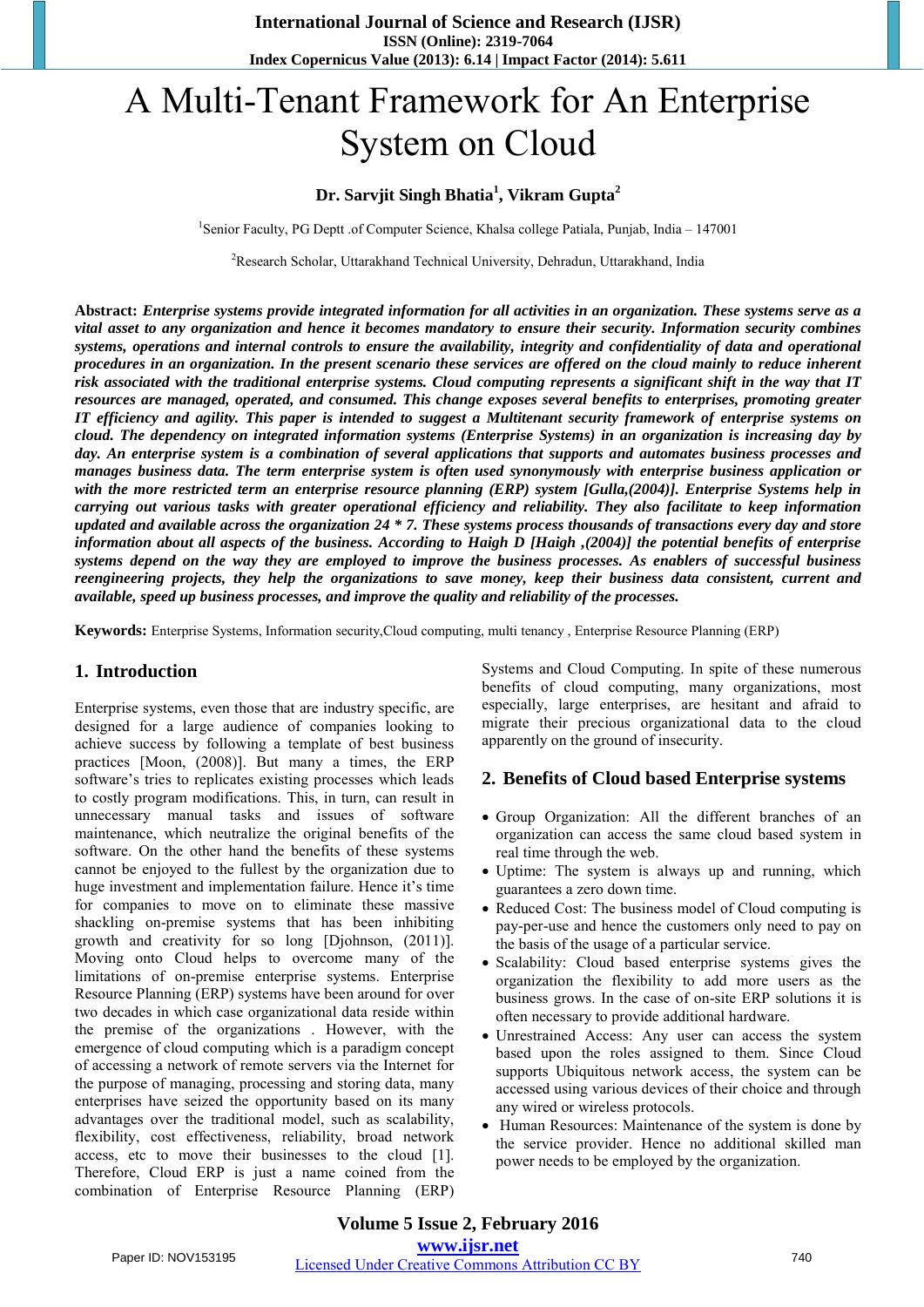# A Multi-Tenant Framework for An Enterprise System on Cloud

**Dr. Sarvjit Singh Bhatia[1], Vikram Gupta[2]**

[1]Senior Faculty, PG Deptt .of Computer Science, Khalsa college Patiala, Punjab, India – 147001

[2]Research Scholar, Uttarakhand Technical University, Dehradun, Uttarakhand, India

**Abstract:** ***Enterprise systems provide integrated information for all activities in an organization. These systems serve as a vital asset to any organization and hence it becomes mandatory to ensure their security. Information security combines systems, operations and internal controls to ensure the availability, integrity and confidentiality of data and operational procedures in an organization. In the present scenario these services are offered on the cloud mainly to reduce inherent risk associated with the traditional enterprise systems. Cloud computing represents a significant shift in the way that IT resources are managed, operated, and consumed. This change exposes several benefits to enterprises, promoting greater IT efficiency and agility. This paper is intended to suggest a Multitenant security framework of enterprise systems on cloud. The dependency on integrated information systems (Enterprise Systems) in an organization is increasing day by day. An enterprise system is a combination of several applications that supports and automates business processes and manages business data. The term enterprise system is often used synonymously with enterprise business application or with the more restricted term an enterprise resource planning (ERP) system [Gulla,(2004)]. Enterprise Systems help in carrying out various tasks with greater operational efficiency and reliability. They also facilitate to keep information updated and available across the organization 24 * 7. These systems process thousands of transactions every day and store information about all aspects of the business. According to Haigh D [Haigh ,(2004)] the potential benefits of enterprise systems depend on the way they are employed to improve the business processes. As enablers of successful business reengineering projects, they help the organizations to save money, keep their business data consistent, current and available, speed up business processes, and improve the quality and reliability of the processes.***

**Keywords:** Enterprise Systems, Information security,Cloud computing, multi tenancy , Enterprise Resource Planning (ERP)

## 1. Introduction

Enterprise systems, even those that are industry specific, are designed for a large audience of companies looking to achieve success by following a template of best business practices [Moon, (2008)]. But many a times, the ERP software's tries to replicates existing processes which leads to costly program modifications. This, in turn, can result in unnecessary manual tasks and issues of software maintenance, which neutralize the original benefits of the software. On the other hand the benefits of these systems cannot be enjoyed to the fullest by the organization due to huge investment and implementation failure. Hence it's time for companies to move on to eliminate these massive shackling on-premise systems that has been inhibiting growth and creativity for so long [Djohnson, (2011)]. Moving onto Cloud helps to overcome many of the limitations of on-premise enterprise systems. Enterprise Resource Planning (ERP) systems have been around for over two decades in which case organizational data reside within the premise of the organizations . However, with the emergence of cloud computing which is a paradigm concept of accessing a network of remote servers via the Internet for the purpose of managing, processing and storing data, many enterprises have seized the opportunity based on its many advantages over the traditional model, such as scalability, flexibility, cost effectiveness, reliability, broad network access, etc to move their businesses to the cloud [1]. Therefore, Cloud ERP is just a name coined from the combination of Enterprise Resource Planning (ERP) Systems and Cloud Computing. In spite of these numerous benefits of cloud computing, many organizations, most especially, large enterprises, are hesitant and afraid to migrate their precious organizational data to the cloud apparently on the ground of insecurity.

## 2. Benefits of Cloud based Enterprise systems

- Group Organization: All the different branches of an organization can access the same cloud based system in real time through the web.
- Uptime: The system is always up and running, which guarantees a zero down time.
- Reduced Cost: The business model of Cloud computing is pay-per-use and hence the customers only need to pay on the basis of the usage of a particular service.
- Scalability: Cloud based enterprise systems gives the organization the flexibility to add more users as the business grows. In the case of on-site ERP solutions it is often necessary to provide additional hardware.
- Unrestrained Access: Any user can access the system based upon the roles assigned to them. Since Cloud supports Ubiquitous network access, the system can be accessed using various devices of their choice and through any wired or wireless protocols.
- Human Resources: Maintenance of the system is done by the service provider. Hence no additional skilled man power needs to be employed by the organization.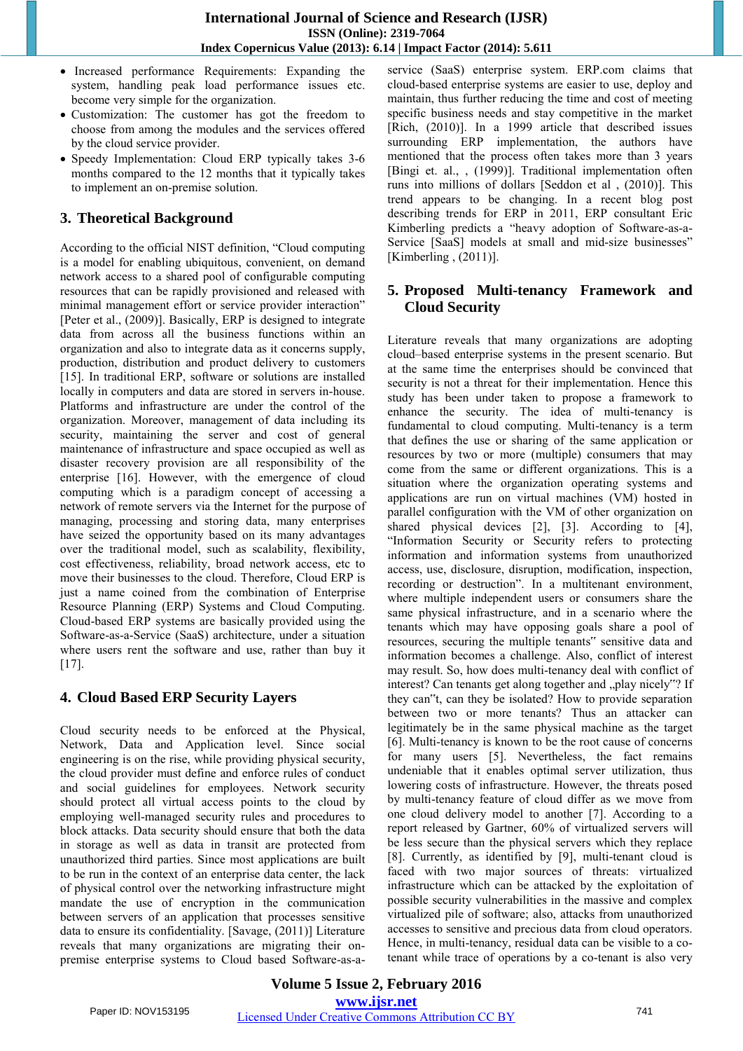- Increased performance Requirements: Expanding the system, handling peak load performance issues etc. become very simple for the organization.
- Customization: The customer has got the freedom to choose from among the modules and the services offered by the cloud service provider.
- Speedy Implementation: Cloud ERP typically takes 3-6 months compared to the 12 months that it typically takes to implement an on-premise solution.

## 3. Theoretical Background

According to the official NIST definition, "Cloud computing is a model for enabling ubiquitous, convenient, on demand network access to a shared pool of configurable computing resources that can be rapidly provisioned and released with minimal management effort or service provider interaction" [Peter et al., (2009)]. Basically, ERP is designed to integrate data from across all the business functions within an organization and also to integrate data as it concerns supply, production, distribution and product delivery to customers [15]. In traditional ERP, software or solutions are installed locally in computers and data are stored in servers in-house. Platforms and infrastructure are under the control of the organization. Moreover, management of data including its security, maintaining the server and cost of general maintenance of infrastructure and space occupied as well as disaster recovery provision are all responsibility of the enterprise [16]. However, with the emergence of cloud computing which is a paradigm concept of accessing a network of remote servers via the Internet for the purpose of managing, processing and storing data, many enterprises have seized the opportunity based on its many advantages over the traditional model, such as scalability, flexibility, cost effectiveness, reliability, broad network access, etc to move their businesses to the cloud. Therefore, Cloud ERP is just a name coined from the combination of Enterprise Resource Planning (ERP) Systems and Cloud Computing. Cloud-based ERP systems are basically provided using the Software-as-a-Service (SaaS) architecture, under a situation where users rent the software and use, rather than buy it [17].

## 4. Cloud Based ERP Security Layers

Cloud security needs to be enforced at the Physical, Network, Data and Application level. Since social engineering is on the rise, while providing physical security, the cloud provider must define and enforce rules of conduct and social guidelines for employees. Network security should protect all virtual access points to the cloud by employing well-managed security rules and procedures to block attacks. Data security should ensure that both the data in storage as well as data in transit are protected from unauthorized third parties. Since most applications are built to be run in the context of an enterprise data center, the lack of physical control over the networking infrastructure might mandate the use of encryption in the communication between servers of an application that processes sensitive data to ensure its confidentiality. [Savage, (2011)] Literature reveals that many organizations are migrating their on-premise enterprise systems to Cloud based Software-as-a-service (SaaS) enterprise system. ERP.com claims that cloud-based enterprise systems are easier to use, deploy and maintain, thus further reducing the time and cost of meeting specific business needs and stay competitive in the market [Rich, (2010)]. In a 1999 article that described issues surrounding ERP implementation, the authors have mentioned that the process often takes more than 3 years [Bingi et. al., , (1999)]. Traditional implementation often runs into millions of dollars [Seddon et al , (2010)]. This trend appears to be changing. In a recent blog post describing trends for ERP in 2011, ERP consultant Eric Kimberling predicts a "heavy adoption of Software-as-a-Service [SaaS] models at small and mid-size businesses" [Kimberling , (2011)].

## 5. Proposed Multi-tenancy Framework and Cloud Security

Literature reveals that many organizations are adopting cloud–based enterprise systems in the present scenario. But at the same time the enterprises should be convinced that security is not a threat for their implementation. Hence this study has been under taken to propose a framework to enhance the security. The idea of multi-tenancy is fundamental to cloud computing. Multi-tenancy is a term that defines the use or sharing of the same application or resources by two or more (multiple) consumers that may come from the same or different organizations. This is a situation where the organization operating systems and applications are run on virtual machines (VM) hosted in parallel configuration with the VM of other organization on shared physical devices [2], [3]. According to [4], "Information Security or Security refers to protecting information and information systems from unauthorized access, use, disclosure, disruption, modification, inspection, recording or destruction". In a multitenant environment, where multiple independent users or consumers share the same physical infrastructure, and in a scenario where the tenants which may have opposing goals share a pool of resources, securing the multiple tenants" sensitive data and information becomes a challenge. Also, conflict of interest may result. So, how does multi-tenancy deal with conflict of interest? Can tenants get along together and „play nicely"? If they can"t, can they be isolated? How to provide separation between two or more tenants? Thus an attacker can legitimately be in the same physical machine as the target [6]. Multi-tenancy is known to be the root cause of concerns for many users [5]. Nevertheless, the fact remains undeniable that it enables optimal server utilization, thus lowering costs of infrastructure. However, the threats posed by multi-tenancy feature of cloud differ as we move from one cloud delivery model to another [7]. According to a report released by Gartner, 60% of virtualized servers will be less secure than the physical servers which they replace [8]. Currently, as identified by [9], multi-tenant cloud is faced with two major sources of threats: virtualized infrastructure which can be attacked by the exploitation of possible security vulnerabilities in the massive and complex virtualized pile of software; also, attacks from unauthorized accesses to sensitive and precious data from cloud operators. Hence, in multi-tenancy, residual data can be visible to a co-tenant while trace of operations by a co-tenant is also very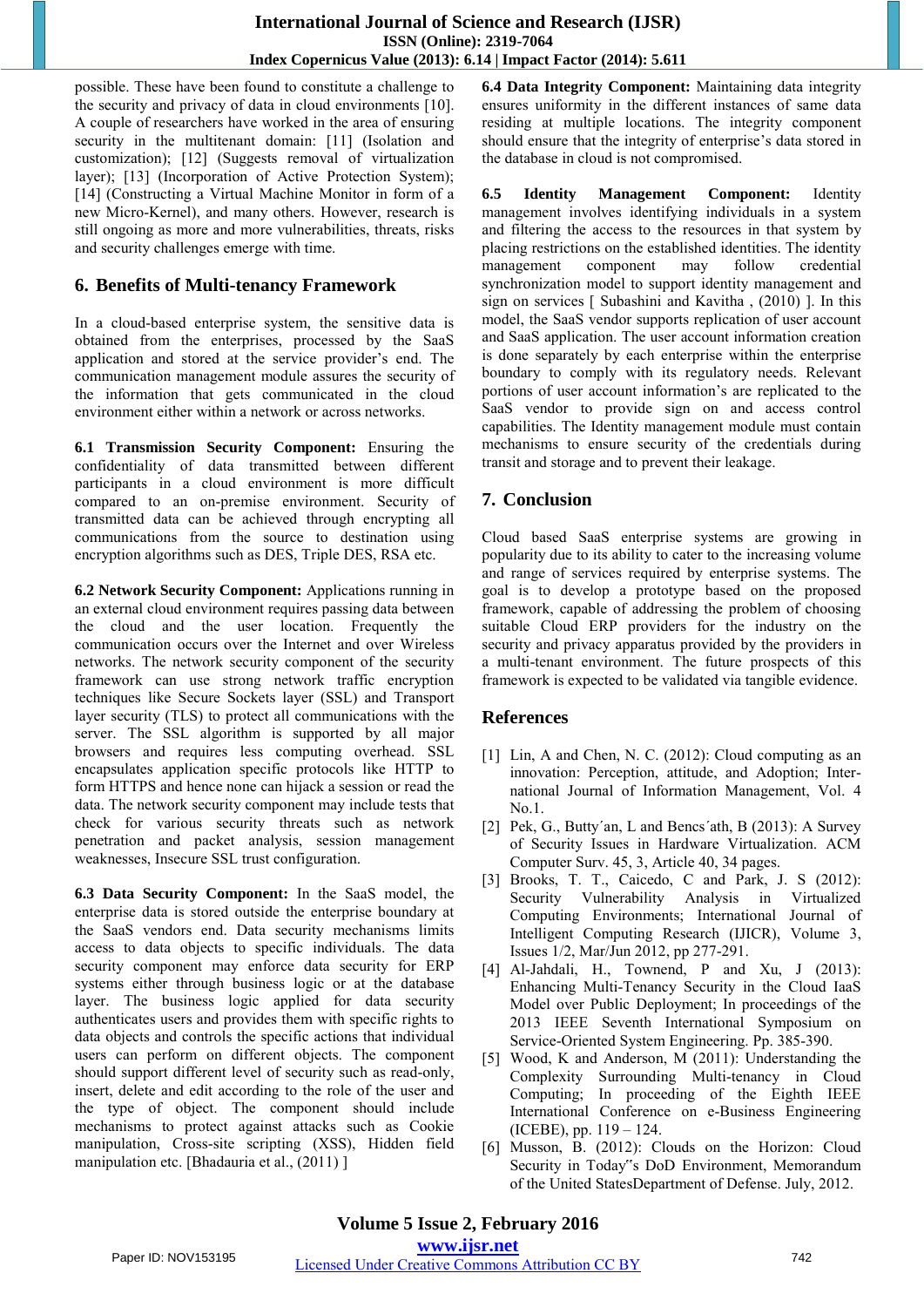possible. These have been found to constitute a challenge to the security and privacy of data in cloud environments [10]. A couple of researchers have worked in the area of ensuring security in the multitenant domain: [11] (Isolation and customization); [12] (Suggests removal of virtualization layer); [13] (Incorporation of Active Protection System); [14] (Constructing a Virtual Machine Monitor in form of a new Micro-Kernel), and many others. However, research is still ongoing as more and more vulnerabilities, threats, risks and security challenges emerge with time.

## 6. Benefits of Multi-tenancy Framework

In a cloud-based enterprise system, the sensitive data is obtained from the enterprises, processed by the SaaS application and stored at the service provider's end. The communication management module assures the security of the information that gets communicated in the cloud environment either within a network or across networks.

**6.1 Transmission Security Component:** Ensuring the confidentiality of data transmitted between different participants in a cloud environment is more difficult compared to an on-premise environment. Security of transmitted data can be achieved through encrypting all communications from the source to destination using encryption algorithms such as DES, Triple DES, RSA etc.

**6.2 Network Security Component:** Applications running in an external cloud environment requires passing data between the cloud and the user location. Frequently the communication occurs over the Internet and over Wireless networks. The network security component of the security framework can use strong network traffic encryption techniques like Secure Sockets layer (SSL) and Transport layer security (TLS) to protect all communications with the server. The SSL algorithm is supported by all major browsers and requires less computing overhead. SSL encapsulates application specific protocols like HTTP to form HTTPS and hence none can hijack a session or read the data. The network security component may include tests that check for various security threats such as network penetration and packet analysis, session management weaknesses, Insecure SSL trust configuration.

**6.3 Data Security Component:** In the SaaS model, the enterprise data is stored outside the enterprise boundary at the SaaS vendors end. Data security mechanisms limits access to data objects to specific individuals. The data security component may enforce data security for ERP systems either through business logic or at the database layer. The business logic applied for data security authenticates users and provides them with specific rights to data objects and controls the specific actions that individual users can perform on different objects. The component should support different level of security such as read-only, insert, delete and edit according to the role of the user and the type of object. The component should include mechanisms to protect against attacks such as Cookie manipulation, Cross-site scripting (XSS), Hidden field manipulation etc. [Bhadauria et al., (2011) ]

**6.4 Data Integrity Component:** Maintaining data integrity ensures uniformity in the different instances of same data residing at multiple locations. The integrity component should ensure that the integrity of enterprise's data stored in the database in cloud is not compromised.

**6.5 Identity Management Component:** Identity management involves identifying individuals in a system and filtering the access to the resources in that system by placing restrictions on the established identities. The identity management component may follow credential synchronization model to support identity management and sign on services [ Subashini and Kavitha , (2010) ]. In this model, the SaaS vendor supports replication of user account and SaaS application. The user account information creation is done separately by each enterprise within the enterprise boundary to comply with its regulatory needs. Relevant portions of user account information's are replicated to the SaaS vendor to provide sign on and access control capabilities. The Identity management module must contain mechanisms to ensure security of the credentials during transit and storage and to prevent their leakage.

## 7. Conclusion

Cloud based SaaS enterprise systems are growing in popularity due to its ability to cater to the increasing volume and range of services required by enterprise systems. The goal is to develop a prototype based on the proposed framework, capable of addressing the problem of choosing suitable Cloud ERP providers for the industry on the security and privacy apparatus provided by the providers in a multi-tenant environment. The future prospects of this framework is expected to be validated via tangible evidence.

## References

[1] Lin, A and Chen, N. C. (2012): Cloud computing as an innovation: Perception, attitude, and Adoption; International Journal of Information Management, Vol. 4 No.1.

[2] Pek, G., Butty´an, L and Bencs´ath, B (2013): A Survey of Security Issues in Hardware Virtualization. ACM Computer Surv. 45, 3, Article 40, 34 pages.

[3] Brooks, T. T., Caicedo, C and Park, J. S (2012): Security Vulnerability Analysis in Virtualized Computing Environments; International Journal of Intelligent Computing Research (IJICR), Volume 3, Issues 1/2, Mar/Jun 2012, pp 277-291.

[4] Al-Jahdali, H., Townend, P and Xu, J (2013): Enhancing Multi-Tenancy Security in the Cloud IaaS Model over Public Deployment; In proceedings of the 2013 IEEE Seventh International Symposium on Service-Oriented System Engineering. Pp. 385-390.

[5] Wood, K and Anderson, M (2011): Understanding the Complexity Surrounding Multi-tenancy in Cloud Computing; In proceeding of the Eighth IEEE International Conference on e-Business Engineering (ICEBE), pp. 119 – 124.

[6] Musson, B. (2012): Clouds on the Horizon: Cloud Security in Today"s DoD Environment, Memorandum of the United StatesDepartment of Defense. July, 2012.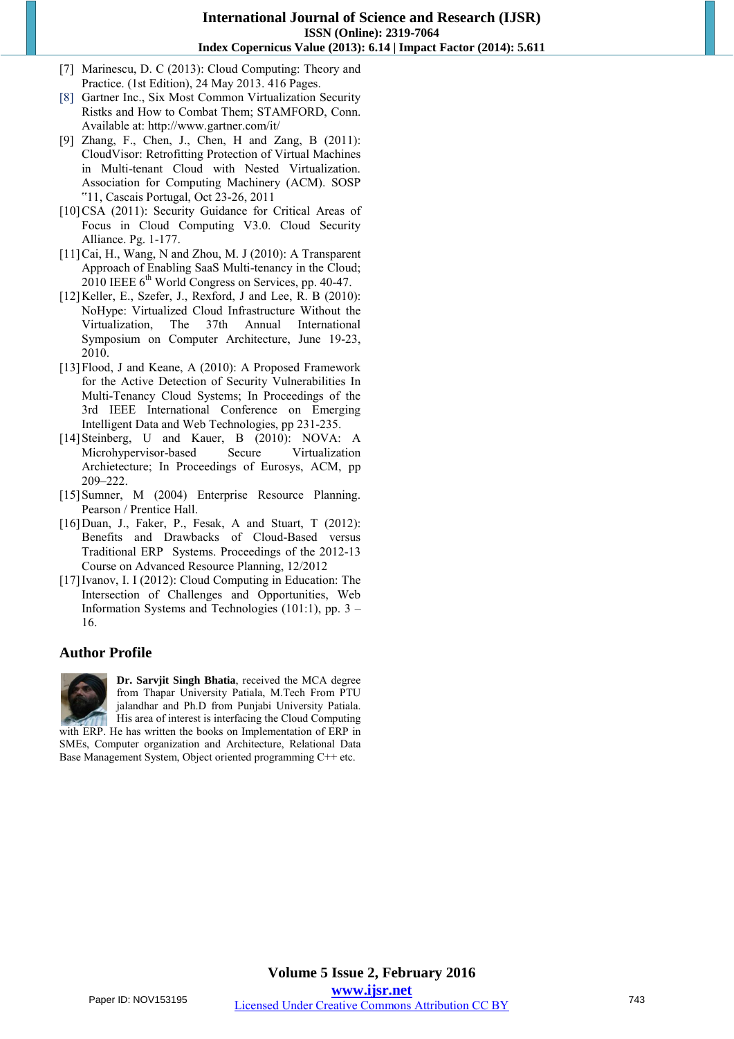[7] Marinescu, D. C (2013): Cloud Computing: Theory and Practice. (1st Edition), 24 May 2013. 416 Pages.

[8] Gartner Inc., Six Most Common Virtualization Security Ristks and How to Combat Them; STAMFORD, Conn. Available at: http://www.gartner.com/it/

[9] Zhang, F., Chen, J., Chen, H and Zang, B (2011): CloudVisor: Retrofitting Protection of Virtual Machines in Multi-tenant Cloud with Nested Virtualization. Association for Computing Machinery (ACM). SOSP "11, Cascais Portugal, Oct 23-26, 2011

[10] CSA (2011): Security Guidance for Critical Areas of Focus in Cloud Computing V3.0. Cloud Security Alliance. Pg. 1-177.

[11] Cai, H., Wang, N and Zhou, M. J (2010): A Transparent Approach of Enabling SaaS Multi-tenancy in the Cloud; 2010 IEEE 6th World Congress on Services, pp. 40-47.

[12] Keller, E., Szefer, J., Rexford, J and Lee, R. B (2010): NoHype: Virtualized Cloud Infrastructure Without the Virtualization, The 37th Annual International Symposium on Computer Architecture, June 19-23, 2010.

[13] Flood, J and Keane, A (2010): A Proposed Framework for the Active Detection of Security Vulnerabilities In Multi-Tenancy Cloud Systems; In Proceedings of the 3rd IEEE International Conference on Emerging Intelligent Data and Web Technologies, pp 231-235.

[14] Steinberg, U and Kauer, B (2010): NOVA: A Microhypervisor-based Secure Virtualization Archiecteture; In Proceedings of Eurosys, ACM, pp 209–222.

[15] Sumner, M (2004) Enterprise Resource Planning. Pearson / Prentice Hall.

[16] Duan, J., Faker, P., Fesak, A and Stuart, T (2012): Benefits and Drawbacks of Cloud-Based versus Traditional ERP Systems. Proceedings of the 2012-13 Course on Advanced Resource Planning, 12/2012

[17] Ivanov, I. I (2012): Cloud Computing in Education: The Intersection of Challenges and Opportunities, Web Information Systems and Technologies (101:1), pp. 3 – 16.

## Author Profile

**Dr. Sarvjit Singh Bhatia**, received the MCA degree from Thapar University Patiala, M.Tech From PTU jalandhar and Ph.D from Punjabi University Patiala. His area of interest is interfacing the Cloud Computing with ERP. He has written the books on Implementation of ERP in SMEs, Computer organization and Architecture, Relational Data Base Management System, Object oriented programming C++ etc.